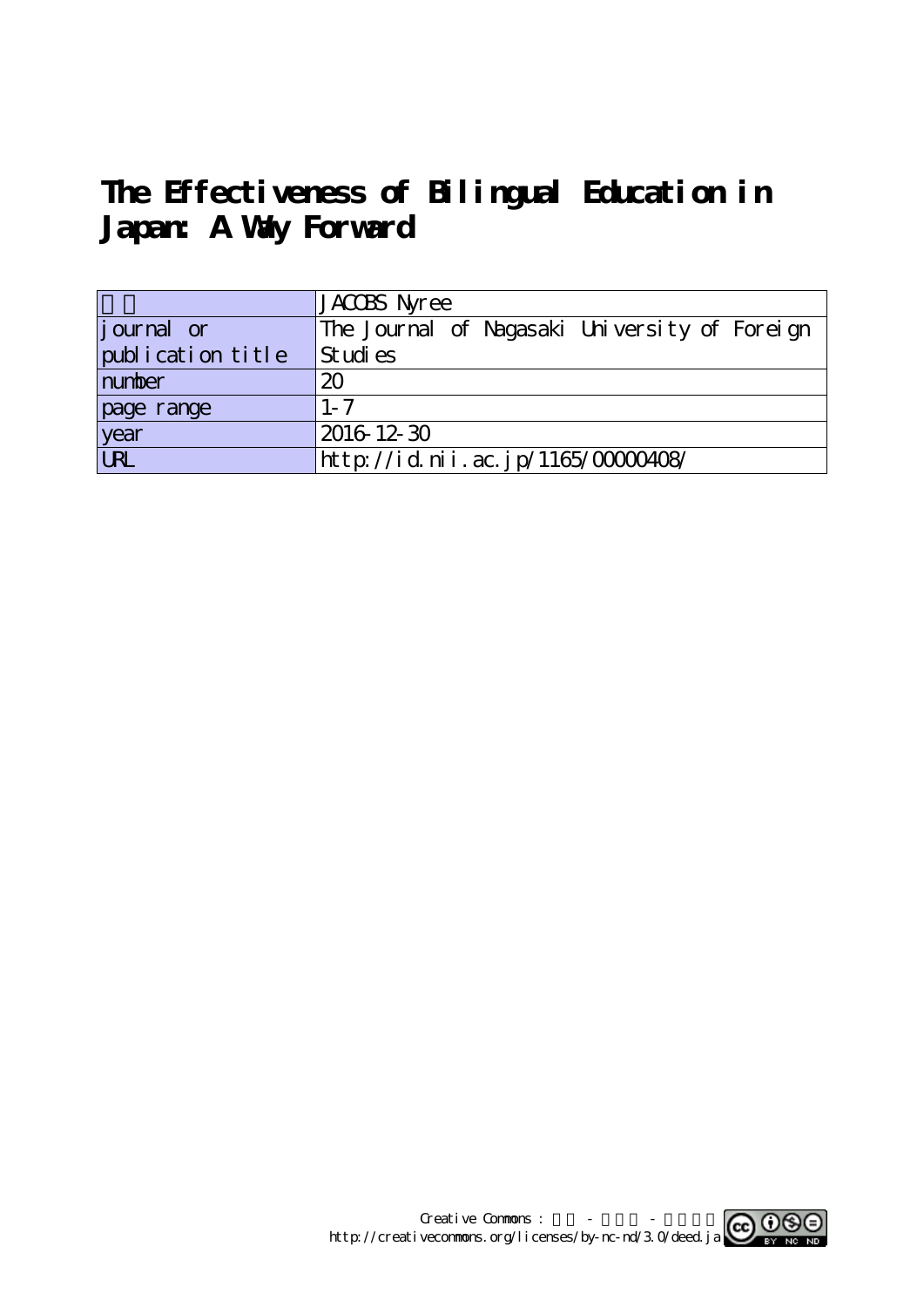# The Effectiveness of Bilingual Education in Japan: A Way Forward

| | |
|---|---|
| 著者 | JACOBS Nyree |
| journal or publication title | The Journal of Nagasaki University of Foreign Studies |
| number | 20 |
| page range | 1-7 |
| year | 2016-12-30 |
| URL | http://id.nii.ac.jp/1165/00000408/ |

Creative Commons : 表示 - 非営利 - 改変禁止
http://creativecommons.org/licenses/by-nc-nd/3.0/deed.ja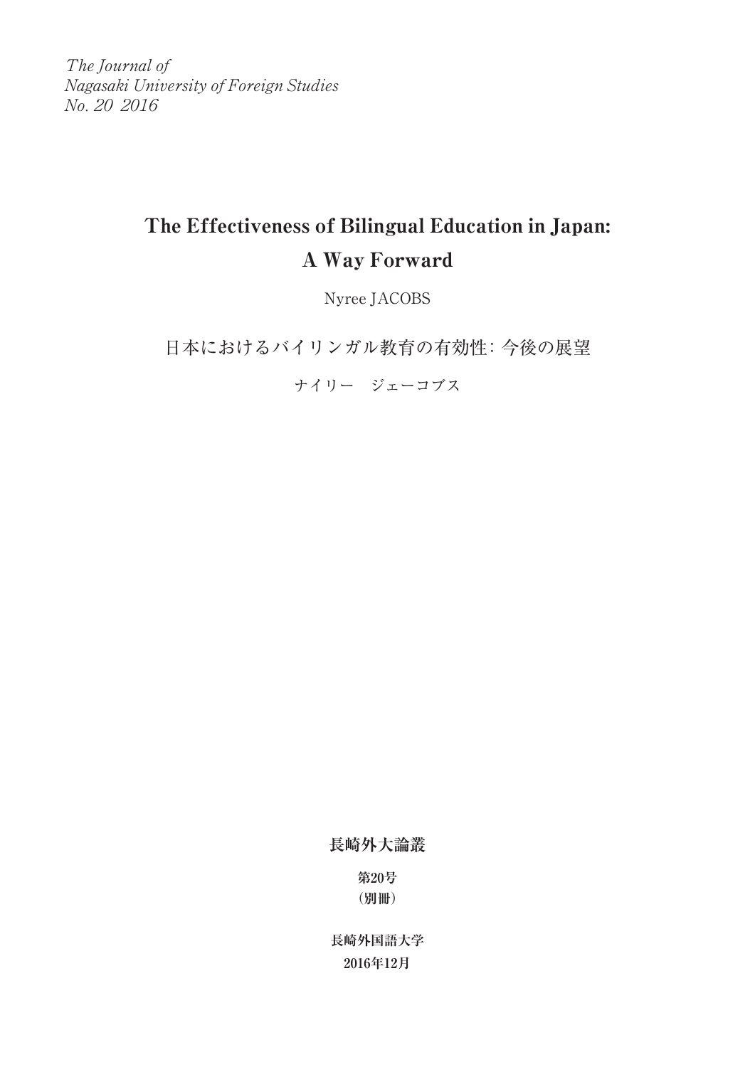*The Journal of*
*Nagasaki University of Foreign Studies*
*No. 20 2016*

# The Effectiveness of Bilingual Education in Japan: A Way Forward

Nyree JACOBS

日本におけるバイリンガル教育の有効性: 今後の展望

ナイリー　ジェーコブス

**長崎外大論叢**

**第20号**
**（別冊）**

**長崎外国語大学**
**2016年12月**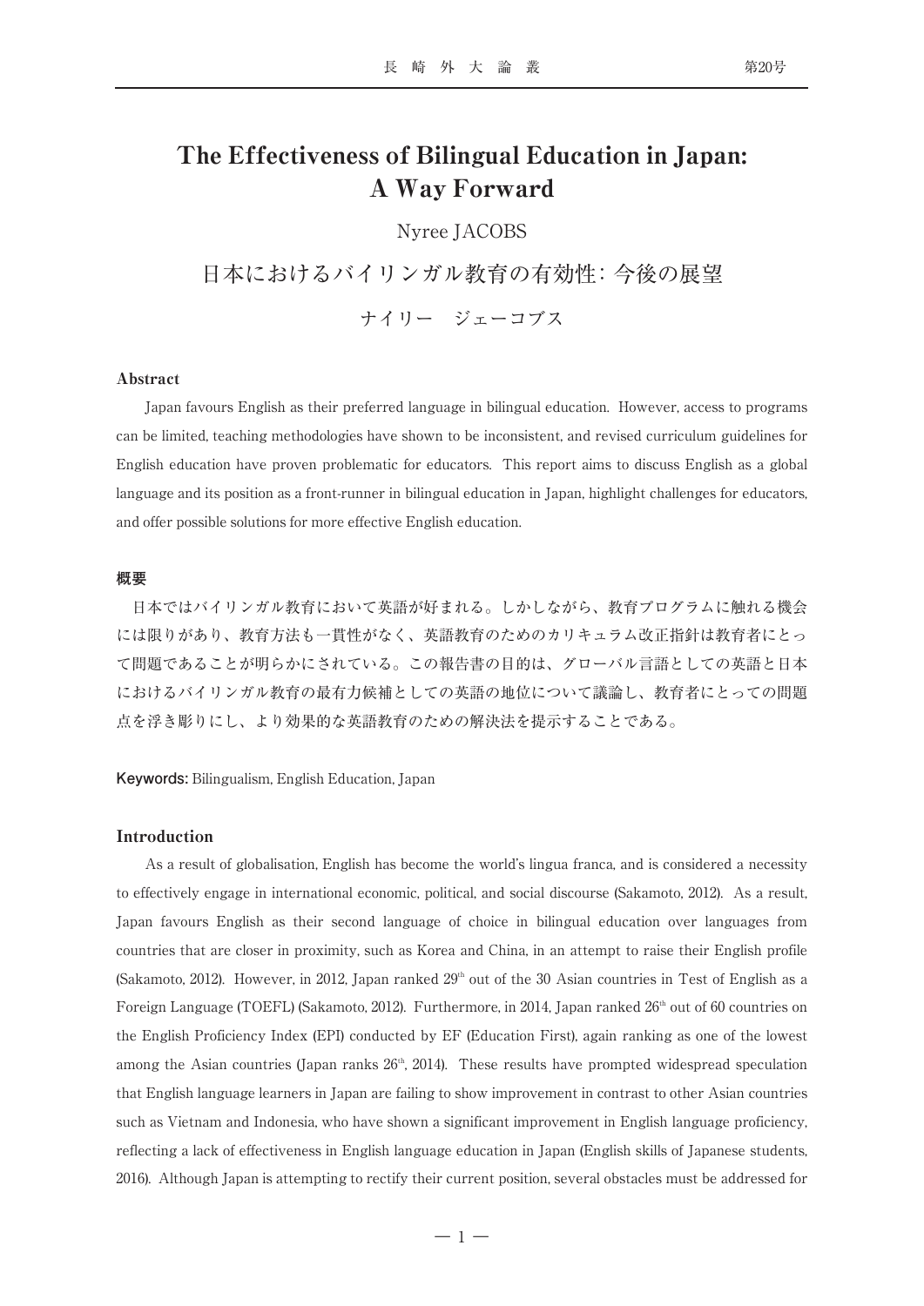# The Effectiveness of Bilingual Education in Japan: A Way Forward

Nyree JACOBS

# 日本におけるバイリンガル教育の有効性: 今後の展望

ナイリー　ジェーコブス

## Abstract

Japan favours English as their preferred language in bilingual education. However, access to programs can be limited, teaching methodologies have shown to be inconsistent, and revised curriculum guidelines for English education have proven problematic for educators. This report aims to discuss English as a global language and its position as a front-runner in bilingual education in Japan, highlight challenges for educators, and offer possible solutions for more effective English education.

## 概要

日本ではバイリンガル教育において英語が好まれる。しかしながら、教育プログラムに触れる機会には限りがあり、教育方法も一貫性がなく、英語教育のためのカリキュラム改正指針は教育者にとって問題であることが明らかにされている。この報告書の目的は、グローバル言語としての英語と日本におけるバイリンガル教育の最有力候補としての英語の地位について議論し、教育者にとっての問題点を浮き彫りにし、より効果的な英語教育のための解決法を提示することである。

**Keywords:** Bilingualism, English Education, Japan

## Introduction

As a result of globalisation, English has become the world's lingua franca, and is considered a necessity to effectively engage in international economic, political, and social discourse (Sakamoto, 2012). As a result, Japan favours English as their second language of choice in bilingual education over languages from countries that are closer in proximity, such as Korea and China, in an attempt to raise their English profile (Sakamoto, 2012). However, in 2012, Japan ranked 29th out of the 30 Asian countries in Test of English as a Foreign Language (TOEFL) (Sakamoto, 2012). Furthermore, in 2014, Japan ranked 26th out of 60 countries on the English Proficiency Index (EPI) conducted by EF (Education First), again ranking as one of the lowest among the Asian countries (Japan ranks 26th, 2014). These results have prompted widespread speculation that English language learners in Japan are failing to show improvement in contrast to other Asian countries such as Vietnam and Indonesia, who have shown a significant improvement in English language proficiency, reflecting a lack of effectiveness in English language education in Japan (English skills of Japanese students, 2016). Although Japan is attempting to rectify their current position, several obstacles must be addressed for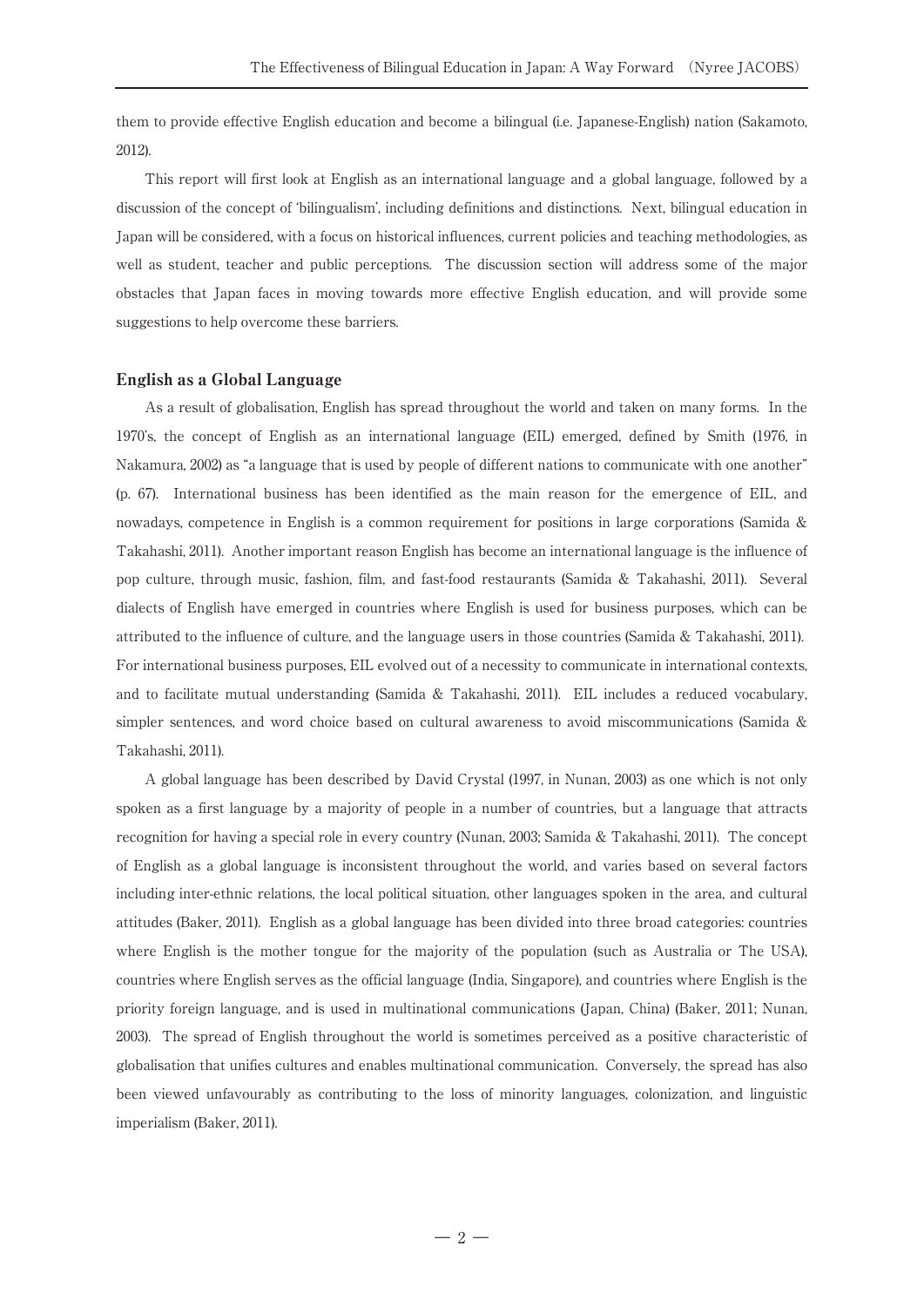them to provide effective English education and become a bilingual (i.e. Japanese-English) nation (Sakamoto, 2012).

This report will first look at English as an international language and a global language, followed by a discussion of the concept of 'bilingualism', including definitions and distinctions. Next, bilingual education in Japan will be considered, with a focus on historical influences, current policies and teaching methodologies, as well as student, teacher and public perceptions. The discussion section will address some of the major obstacles that Japan faces in moving towards more effective English education, and will provide some suggestions to help overcome these barriers.

## English as a Global Language

As a result of globalisation, English has spread throughout the world and taken on many forms. In the 1970's, the concept of English as an international language (EIL) emerged, defined by Smith (1976, in Nakamura, 2002) as "a language that is used by people of different nations to communicate with one another" (p. 67). International business has been identified as the main reason for the emergence of EIL, and nowadays, competence in English is a common requirement for positions in large corporations (Samida & Takahashi, 2011). Another important reason English has become an international language is the influence of pop culture, through music, fashion, film, and fast-food restaurants (Samida & Takahashi, 2011). Several dialects of English have emerged in countries where English is used for business purposes, which can be attributed to the influence of culture, and the language users in those countries (Samida & Takahashi, 2011). For international business purposes, EIL evolved out of a necessity to communicate in international contexts, and to facilitate mutual understanding (Samida & Takahashi, 2011). EIL includes a reduced vocabulary, simpler sentences, and word choice based on cultural awareness to avoid miscommunications (Samida & Takahashi, 2011).

A global language has been described by David Crystal (1997, in Nunan, 2003) as one which is not only spoken as a first language by a majority of people in a number of countries, but a language that attracts recognition for having a special role in every country (Nunan, 2003; Samida & Takahashi, 2011). The concept of English as a global language is inconsistent throughout the world, and varies based on several factors including inter-ethnic relations, the local political situation, other languages spoken in the area, and cultural attitudes (Baker, 2011). English as a global language has been divided into three broad categories: countries where English is the mother tongue for the majority of the population (such as Australia or The USA), countries where English serves as the official language (India, Singapore), and countries where English is the priority foreign language, and is used in multinational communications (Japan, China) (Baker, 2011; Nunan, 2003). The spread of English throughout the world is sometimes perceived as a positive characteristic of globalisation that unifies cultures and enables multinational communication. Conversely, the spread has also been viewed unfavourably as contributing to the loss of minority languages, colonization, and linguistic imperialism (Baker, 2011).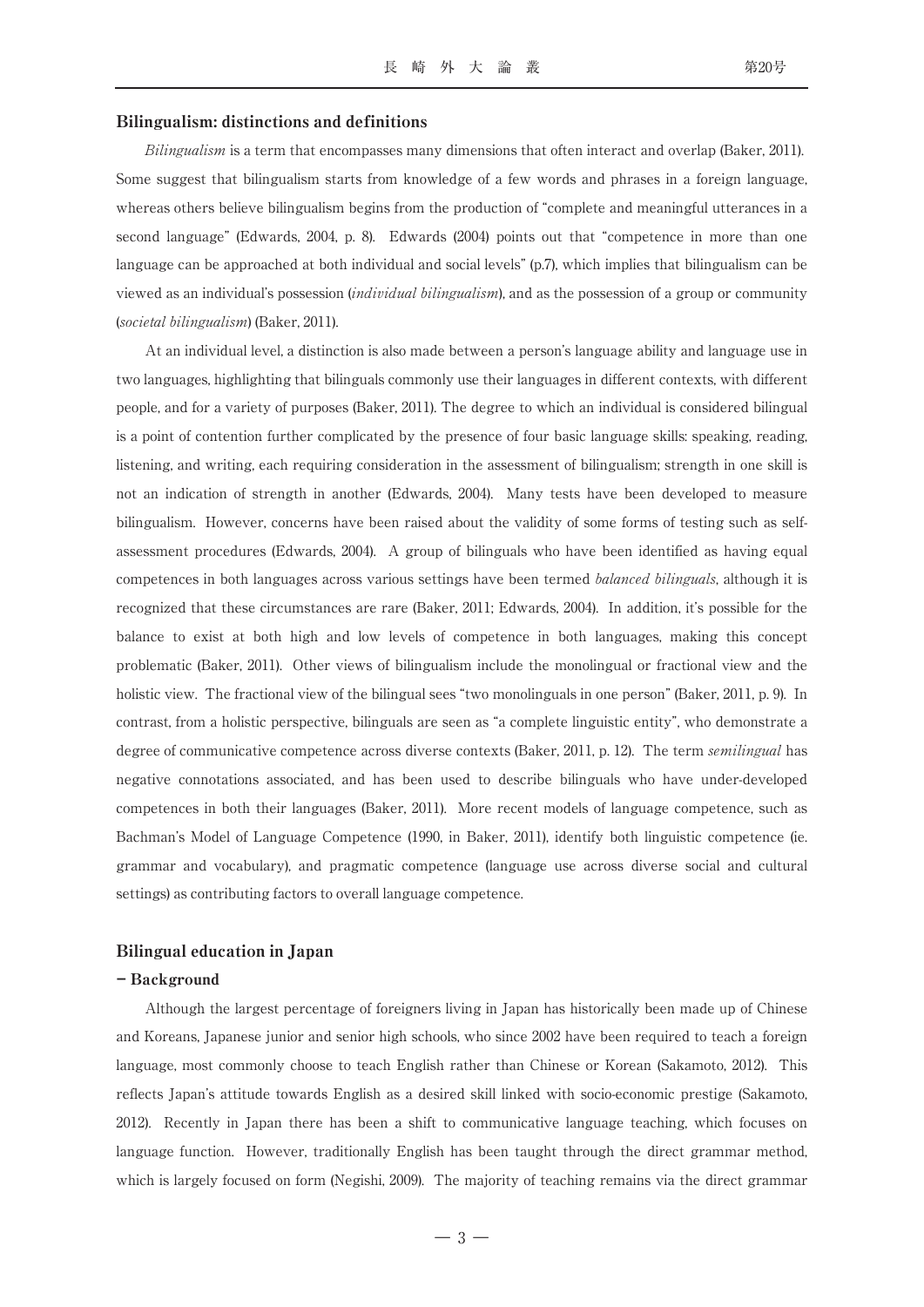## Bilingualism: distinctions and definitions

*Bilingualism* is a term that encompasses many dimensions that often interact and overlap (Baker, 2011). Some suggest that bilingualism starts from knowledge of a few words and phrases in a foreign language, whereas others believe bilingualism begins from the production of "complete and meaningful utterances in a second language" (Edwards, 2004, p. 8). Edwards (2004) points out that "competence in more than one language can be approached at both individual and social levels" (p.7), which implies that bilingualism can be viewed as an individual's possession (*individual bilingualism*), and as the possession of a group or community (*societal bilingualism*) (Baker, 2011).

At an individual level, a distinction is also made between a person's language ability and language use in two languages, highlighting that bilinguals commonly use their languages in different contexts, with different people, and for a variety of purposes (Baker, 2011). The degree to which an individual is considered bilingual is a point of contention further complicated by the presence of four basic language skills: speaking, reading, listening, and writing, each requiring consideration in the assessment of bilingualism; strength in one skill is not an indication of strength in another (Edwards, 2004). Many tests have been developed to measure bilingualism. However, concerns have been raised about the validity of some forms of testing such as self-assessment procedures (Edwards, 2004). A group of bilinguals who have been identified as having equal competences in both languages across various settings have been termed *balanced bilinguals*, although it is recognized that these circumstances are rare (Baker, 2011; Edwards, 2004). In addition, it's possible for the balance to exist at both high and low levels of competence in both languages, making this concept problematic (Baker, 2011). Other views of bilingualism include the monolingual or fractional view and the holistic view. The fractional view of the bilingual sees "two monolinguals in one person" (Baker, 2011, p. 9). In contrast, from a holistic perspective, bilinguals are seen as "a complete linguistic entity", who demonstrate a degree of communicative competence across diverse contexts (Baker, 2011, p. 12). The term *semilingual* has negative connotations associated, and has been used to describe bilinguals who have under-developed competences in both their languages (Baker, 2011). More recent models of language competence, such as Bachman's Model of Language Competence (1990, in Baker, 2011), identify both linguistic competence (ie. grammar and vocabulary), and pragmatic competence (language use across diverse social and cultural settings) as contributing factors to overall language competence.

## Bilingual education in Japan

### – Background

Although the largest percentage of foreigners living in Japan has historically been made up of Chinese and Koreans, Japanese junior and senior high schools, who since 2002 have been required to teach a foreign language, most commonly choose to teach English rather than Chinese or Korean (Sakamoto, 2012). This reflects Japan's attitude towards English as a desired skill linked with socio-economic prestige (Sakamoto, 2012). Recently in Japan there has been a shift to communicative language teaching, which focuses on language function. However, traditionally English has been taught through the direct grammar method, which is largely focused on form (Negishi, 2009). The majority of teaching remains via the direct grammar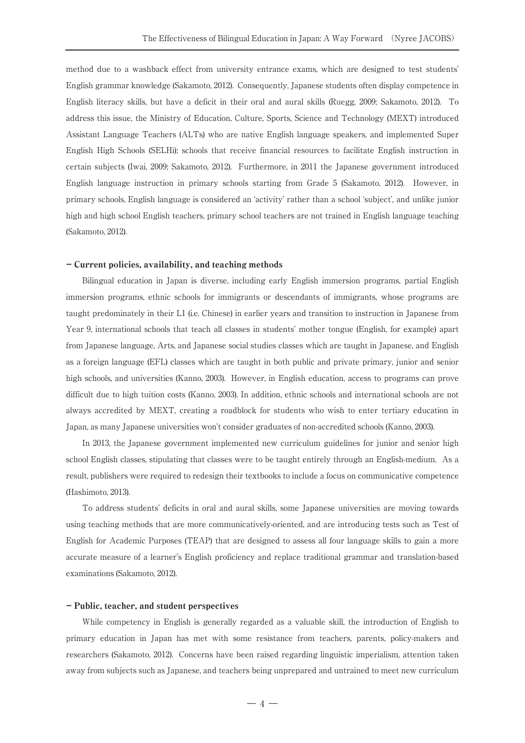method due to a washback effect from university entrance exams, which are designed to test students' English grammar knowledge (Sakamoto, 2012). Consequently, Japanese students often display competence in English literacy skills, but have a deficit in their oral and aural skills (Ruegg, 2009; Sakamoto, 2012). To address this issue, the Ministry of Education, Culture, Sports, Science and Technology (MEXT) introduced Assistant Language Teachers (ALTs) who are native English language speakers, and implemented Super English High Schools (SELHi); schools that receive financial resources to facilitate English instruction in certain subjects (Iwai, 2009; Sakamoto, 2012). Furthermore, in 2011 the Japanese government introduced English language instruction in primary schools starting from Grade 5 (Sakamoto, 2012). However, in primary schools, English language is considered an 'activity' rather than a school 'subject', and unlike junior high and high school English teachers, primary school teachers are not trained in English language teaching (Sakamoto, 2012).

### − Current policies, availability, and teaching methods

Bilingual education in Japan is diverse, including early English immersion programs, partial English immersion programs, ethnic schools for immigrants or descendants of immigrants, whose programs are taught predominately in their L1 (i.e. Chinese) in earlier years and transition to instruction in Japanese from Year 9, international schools that teach all classes in students' mother tongue (English, for example) apart from Japanese language, Arts, and Japanese social studies classes which are taught in Japanese, and English as a foreign language (EFL) classes which are taught in both public and private primary, junior and senior high schools, and universities (Kanno, 2003). However, in English education, access to programs can prove difficult due to high tuition costs (Kanno, 2003). In addition, ethnic schools and international schools are not always accredited by MEXT, creating a roadblock for students who wish to enter tertiary education in Japan, as many Japanese universities won't consider graduates of non-accredited schools (Kanno, 2003).

In 2013, the Japanese government implemented new curriculum guidelines for junior and senior high school English classes, stipulating that classes were to be taught entirely through an English-medium. As a result, publishers were required to redesign their textbooks to include a focus on communicative competence (Hashimoto, 2013).

To address students' deficits in oral and aural skills, some Japanese universities are moving towards using teaching methods that are more communicatively-oriented, and are introducing tests such as Test of English for Academic Purposes (TEAP) that are designed to assess all four language skills to gain a more accurate measure of a learner's English proficiency and replace traditional grammar and translation-based examinations (Sakamoto, 2012).

### − Public, teacher, and student perspectives

While competency in English is generally regarded as a valuable skill, the introduction of English to primary education in Japan has met with some resistance from teachers, parents, policy-makers and researchers (Sakamoto, 2012). Concerns have been raised regarding linguistic imperialism, attention taken away from subjects such as Japanese, and teachers being unprepared and untrained to meet new curriculum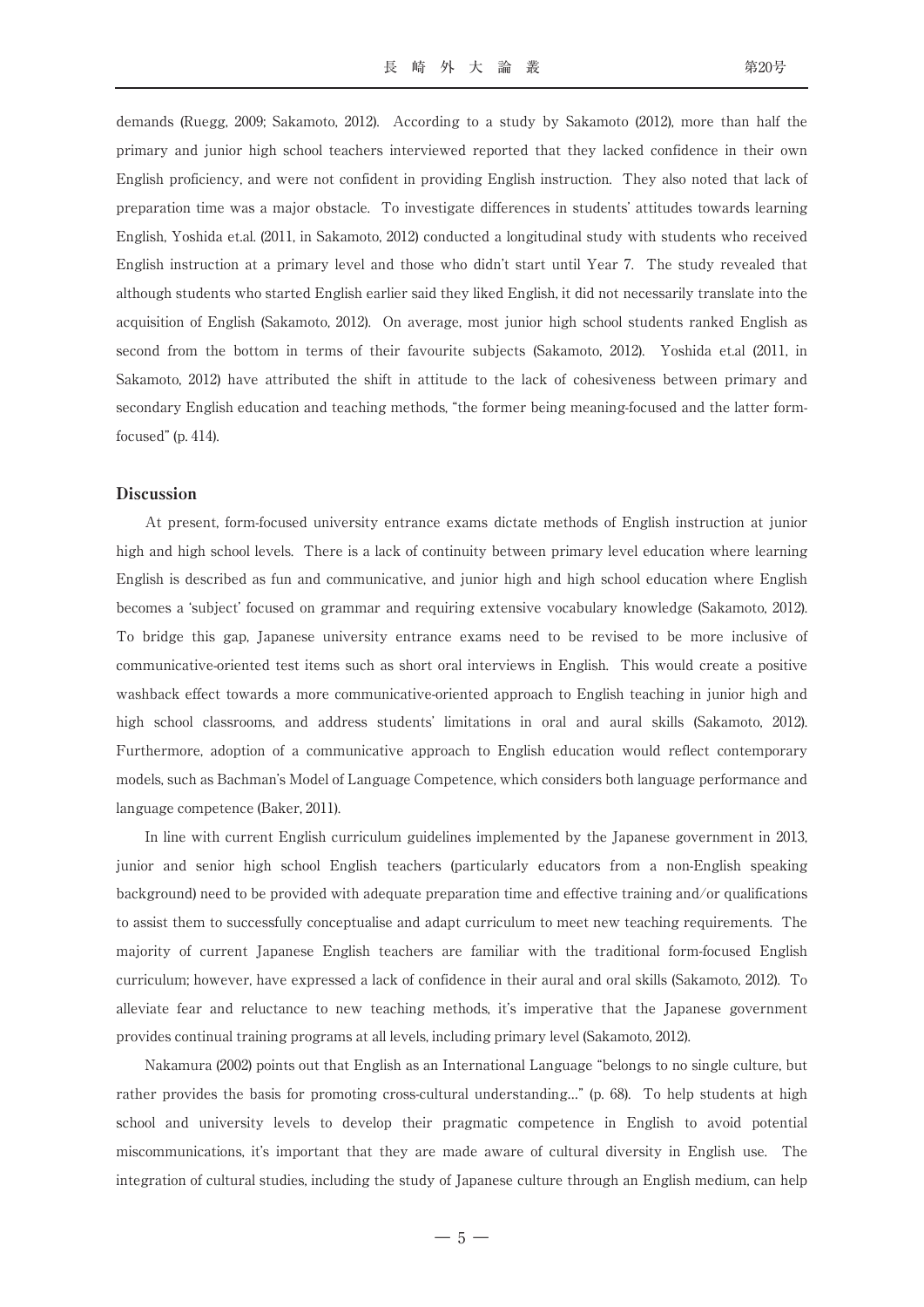demands (Ruegg, 2009; Sakamoto, 2012). According to a study by Sakamoto (2012), more than half the primary and junior high school teachers interviewed reported that they lacked confidence in their own English proficiency, and were not confident in providing English instruction. They also noted that lack of preparation time was a major obstacle. To investigate differences in students' attitudes towards learning English, Yoshida et.al. (2011, in Sakamoto, 2012) conducted a longitudinal study with students who received English instruction at a primary level and those who didn't start until Year 7. The study revealed that although students who started English earlier said they liked English, it did not necessarily translate into the acquisition of English (Sakamoto, 2012). On average, most junior high school students ranked English as second from the bottom in terms of their favourite subjects (Sakamoto, 2012). Yoshida et.al (2011, in Sakamoto, 2012) have attributed the shift in attitude to the lack of cohesiveness between primary and secondary English education and teaching methods, "the former being meaning-focused and the latter form-focused" (p. 414).

## Discussion

At present, form-focused university entrance exams dictate methods of English instruction at junior high and high school levels. There is a lack of continuity between primary level education where learning English is described as fun and communicative, and junior high and high school education where English becomes a 'subject' focused on grammar and requiring extensive vocabulary knowledge (Sakamoto, 2012). To bridge this gap, Japanese university entrance exams need to be revised to be more inclusive of communicative-oriented test items such as short oral interviews in English. This would create a positive washback effect towards a more communicative-oriented approach to English teaching in junior high and high school classrooms, and address students' limitations in oral and aural skills (Sakamoto, 2012). Furthermore, adoption of a communicative approach to English education would reflect contemporary models, such as Bachman's Model of Language Competence, which considers both language performance and language competence (Baker, 2011).

In line with current English curriculum guidelines implemented by the Japanese government in 2013, junior and senior high school English teachers (particularly educators from a non-English speaking background) need to be provided with adequate preparation time and effective training and/or qualifications to assist them to successfully conceptualise and adapt curriculum to meet new teaching requirements. The majority of current Japanese English teachers are familiar with the traditional form-focused English curriculum; however, have expressed a lack of confidence in their aural and oral skills (Sakamoto, 2012). To alleviate fear and reluctance to new teaching methods, it's imperative that the Japanese government provides continual training programs at all levels, including primary level (Sakamoto, 2012).

Nakamura (2002) points out that English as an International Language "belongs to no single culture, but rather provides the basis for promoting cross-cultural understanding…" (p. 68). To help students at high school and university levels to develop their pragmatic competence in English to avoid potential miscommunications, it's important that they are made aware of cultural diversity in English use. The integration of cultural studies, including the study of Japanese culture through an English medium, can help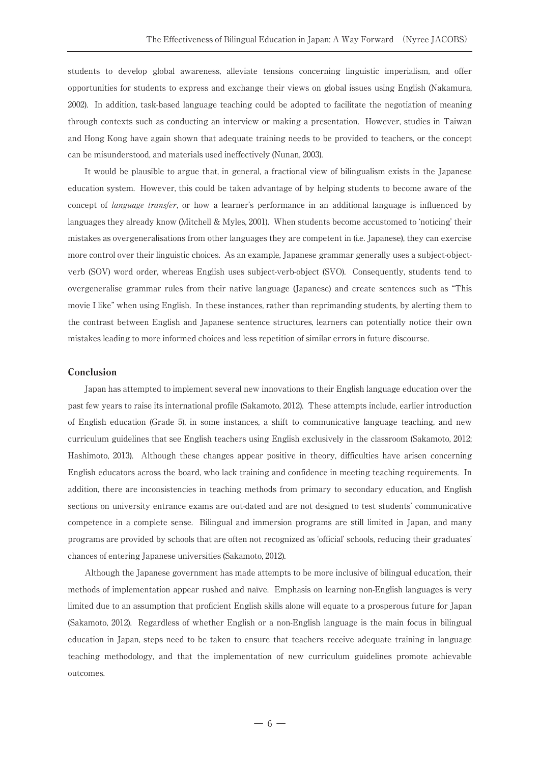students to develop global awareness, alleviate tensions concerning linguistic imperialism, and offer opportunities for students to express and exchange their views on global issues using English (Nakamura, 2002). In addition, task-based language teaching could be adopted to facilitate the negotiation of meaning through contexts such as conducting an interview or making a presentation. However, studies in Taiwan and Hong Kong have again shown that adequate training needs to be provided to teachers, or the concept can be misunderstood, and materials used ineffectively (Nunan, 2003).

It would be plausible to argue that, in general, a fractional view of bilingualism exists in the Japanese education system. However, this could be taken advantage of by helping students to become aware of the concept of *language transfer*, or how a learner's performance in an additional language is influenced by languages they already know (Mitchell & Myles, 2001). When students become accustomed to 'noticing' their mistakes as overgeneralisations from other languages they are competent in (i.e. Japanese), they can exercise more control over their linguistic choices. As an example, Japanese grammar generally uses a subject-object-verb (SOV) word order, whereas English uses subject-verb-object (SVO). Consequently, students tend to overgeneralise grammar rules from their native language (Japanese) and create sentences such as "This movie I like" when using English. In these instances, rather than reprimanding students, by alerting them to the contrast between English and Japanese sentence structures, learners can potentially notice their own mistakes leading to more informed choices and less repetition of similar errors in future discourse.

## Conclusion

Japan has attempted to implement several new innovations to their English language education over the past few years to raise its international profile (Sakamoto, 2012). These attempts include, earlier introduction of English education (Grade 5), in some instances, a shift to communicative language teaching, and new curriculum guidelines that see English teachers using English exclusively in the classroom (Sakamoto, 2012; Hashimoto, 2013). Although these changes appear positive in theory, difficulties have arisen concerning English educators across the board, who lack training and confidence in meeting teaching requirements. In addition, there are inconsistencies in teaching methods from primary to secondary education, and English sections on university entrance exams are out-dated and are not designed to test students' communicative competence in a complete sense. Bilingual and immersion programs are still limited in Japan, and many programs are provided by schools that are often not recognized as 'official' schools, reducing their graduates' chances of entering Japanese universities (Sakamoto, 2012).

Although the Japanese government has made attempts to be more inclusive of bilingual education, their methods of implementation appear rushed and naïve. Emphasis on learning non-English languages is very limited due to an assumption that proficient English skills alone will equate to a prosperous future for Japan (Sakamoto, 2012). Regardless of whether English or a non-English language is the main focus in bilingual education in Japan, steps need to be taken to ensure that teachers receive adequate training in language teaching methodology, and that the implementation of new curriculum guidelines promote achievable outcomes.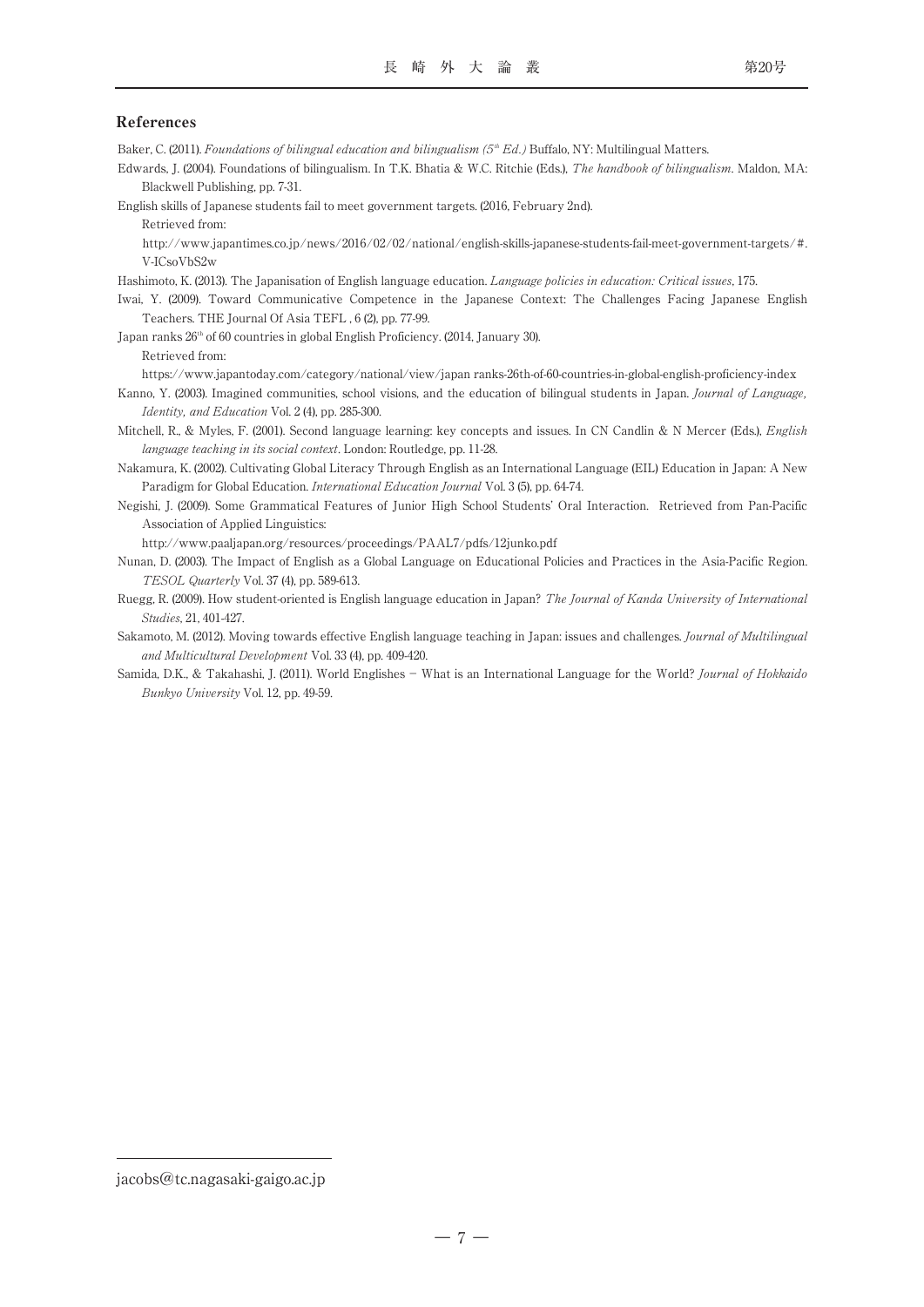## References

Baker, C. (2011). *Foundations of bilingual education and bilingualism (5th Ed.)* Buffalo, NY: Multilingual Matters.

Edwards, J. (2004). Foundations of bilingualism. In T.K. Bhatia & W.C. Ritchie (Eds.), *The handbook of bilingualism*. Maldon, MA: Blackwell Publishing, pp. 7-31.

English skills of Japanese students fail to meet government targets. (2016, February 2nd).
Retrieved from:
http://www.japantimes.co.jp/news/2016/02/02/national/english-skills-japanese-students-fail-meet-government-targets/#.V-ICsoVbS2w

Hashimoto, K. (2013). The Japanisation of English language education. *Language policies in education: Critical issues*, 175.

Iwai, Y. (2009). Toward Communicative Competence in the Japanese Context: The Challenges Facing Japanese English Teachers. THE Journal Of Asia TEFL , 6 (2), pp. 77-99.

Japan ranks 26th of 60 countries in global English Proficiency. (2014, January 30).
Retrieved from:
https://www.japantoday.com/category/national/view/japan ranks-26th-of-60-countries-in-global-english-proficiency-index

Kanno, Y. (2003). Imagined communities, school visions, and the education of bilingual students in Japan. *Journal of Language, Identity, and Education* Vol. 2 (4), pp. 285-300.

Mitchell, R., & Myles, F. (2001). Second language learning: key concepts and issues. In CN Candlin & N Mercer (Eds.), *English language teaching in its social context*. London: Routledge, pp. 11-28.

Nakamura, K. (2002). Cultivating Global Literacy Through English as an International Language (EIL) Education in Japan: A New Paradigm for Global Education. *International Education Journal* Vol. 3 (5), pp. 64-74.

Negishi, J. (2009). Some Grammatical Features of Junior High School Students' Oral Interaction. Retrieved from Pan-Pacific Association of Applied Linguistics:
http://www.paaljapan.org/resources/proceedings/PAAL7/pdfs/12junko.pdf

Nunan, D. (2003). The Impact of English as a Global Language on Educational Policies and Practices in the Asia-Pacific Region. *TESOL Quarterly* Vol. 37 (4), pp. 589-613.

Ruegg, R. (2009). How student-oriented is English language education in Japan? *The Journal of Kanda University of International Studies*, 21, 401-427.

Sakamoto, M. (2012). Moving towards effective English language teaching in Japan: issues and challenges. *Journal of Multilingual and Multicultural Development* Vol. 33 (4), pp. 409-420.

Samida, D.K., & Takahashi, J. (2011). World Englishes – What is an International Language for the World? *Journal of Hokkaido Bunkyo University* Vol. 12, pp. 49-59.

---

jacobs@tc.nagasaki-gaigo.ac.jp